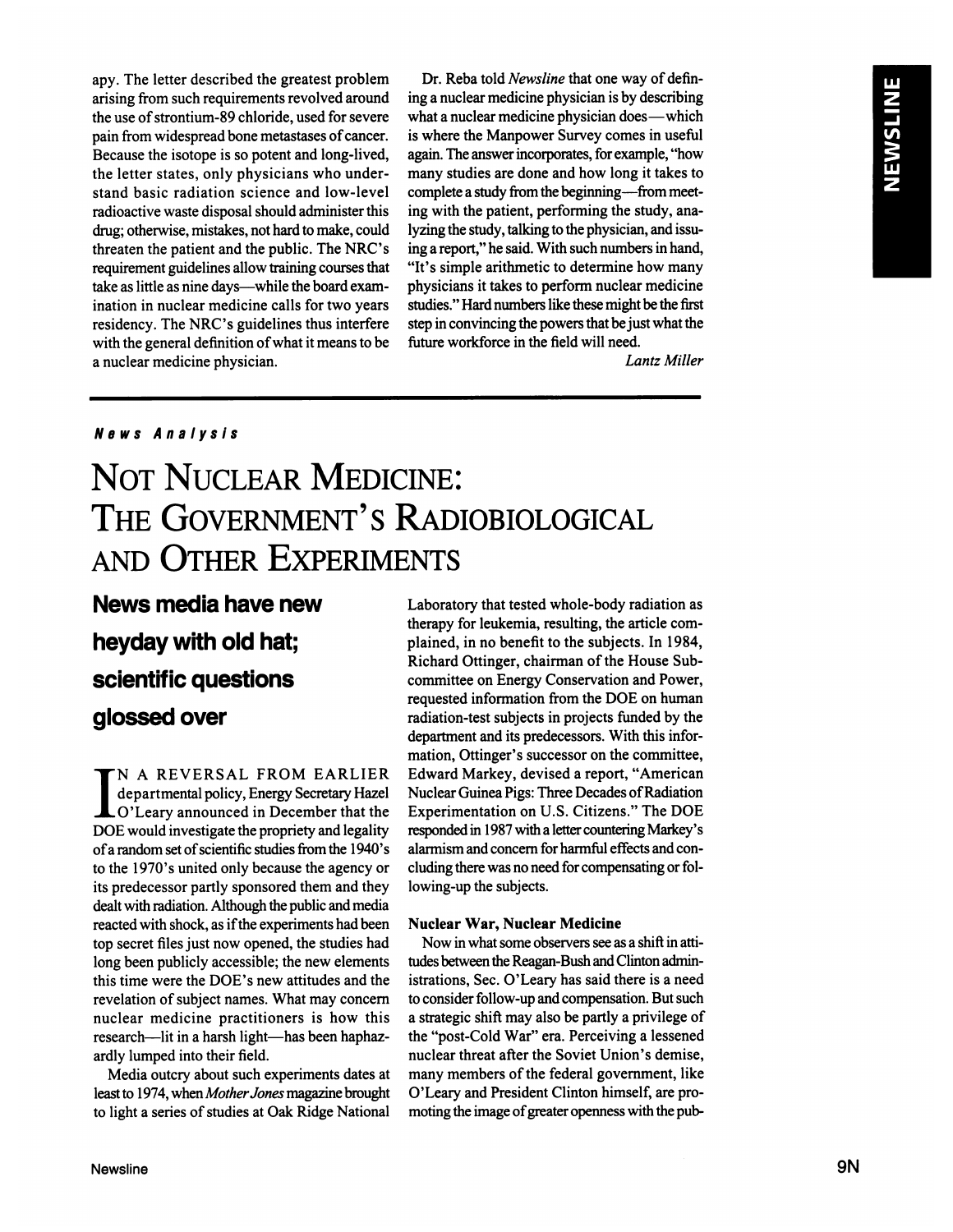apy. The letter described the greatest problem arising from such requirements revolved around the use of strontium-89 chloride, used for severe pain from widespread bone metastases of cancer. Because the isotope is so potent and long-lived, the letter states, only physicians who understand basic radiation science and low-level radioactive waste disposal should administer this drug; otherwise, mistakes, not hard to make, could threaten the patient and the public. The NRC's requirement guidelines allow training courses that take as little as nine days—while the board examination in nuclear medicine calls for two years residency. The NRC's guidelines thus interfere with the general definition of what it means to be a nuclear medicine physician.

Dr. Reba told *Newsline* that one way of defining a nuclear medicine physician is by describing what a nuclear medicine physician does—which is where the Manpower Survey comes in useful again. The answer incorporates, for example, "how many studies are done and how long it takes to complete a study from the beginning—from meeting with the patient, performing the study, analyzing the study, talking to the physician, and issuing a report," he said. With such numbers in hand, "It's simple arithmetic to determine how many physicians it takes to perform nuclear medicine studies." Hard numbers like these might be the first step in convincing the powers that be just what the future workforce in the field will need.

*Lantz Miller*

---

***News Analysis***

# NOT NUCLEAR MEDICINE: THE GOVERNMENT'S RADIOBIOLOGICAL AND OTHER EXPERIMENTS

## News media have new heyday with old hat; scientific questions glossed over

IN A REVERSAL FROM EARLIER departmental policy, Energy Secretary Hazel O'Leary announced in December that the DOE would investigate the propriety and legality of a random set of scientific studies from the 1940's to the 1970's united only because the agency or its predecessor partly sponsored them and they dealt with radiation. Although the public and media reacted with shock, as if the experiments had been top secret files just now opened, the studies had long been publicly accessible; the new elements this time were the DOE's new attitudes and the revelation of subject names. What may concern nuclear medicine practitioners is how this research—lit in a harsh light—has been haphazardly lumped into their field.

Media outcry about such experiments dates at least to 1974, when *Mother Jones* magazine brought to light a series of studies at Oak Ridge National Laboratory that tested whole-body radiation as therapy for leukemia, resulting, the article complained, in no benefit to the subjects. In 1984, Richard Ottinger, chairman of the House Subcommittee on Energy Conservation and Power, requested information from the DOE on human radiation-test subjects in projects funded by the department and its predecessors. With this information, Ottinger's successor on the committee, Edward Markey, devised a report, "American Nuclear Guinea Pigs: Three Decades of Radiation Experimentation on U.S. Citizens." The DOE responded in 1987 with a letter countering Markey's alarmism and concern for harmful effects and concluding there was no need for compensating or following-up the subjects.

### Nuclear War, Nuclear Medicine

Now in what some observers see as a shift in attitudes between the Reagan-Bush and Clinton administrations, Sec. O'Leary has said there is a need to consider follow-up and compensation. But such a strategic shift may also be partly a privilege of the "post-Cold War" era. Perceiving a lessened nuclear threat after the Soviet Union's demise, many members of the federal government, like O'Leary and President Clinton himself, are promoting the image of greater openness with the pub-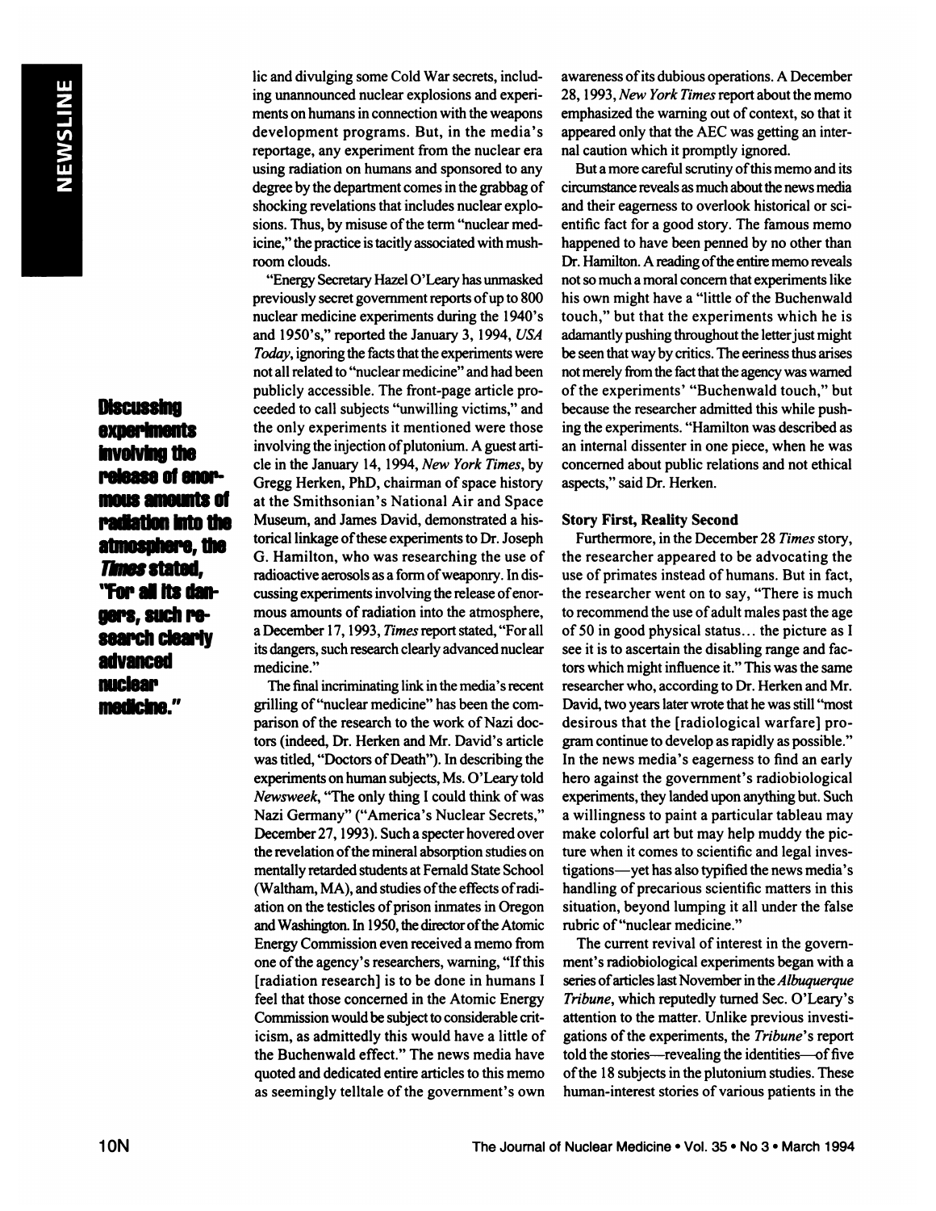lic and divulging some Cold War secrets, including unannounced nuclear explosions and experiments on humans in connection with the weapons development programs. But, in the media's reportage, any experiment from the nuclear era using radiation on humans and sponsored to any degree by the department comes in the grabbag of shocking revelations that includes nuclear explosions. Thus, by misuse of the term "nuclear medicine," the practice is tacitly associated with mushroom clouds.

"Energy Secretary Hazel O'Leary has unmasked previously secret government reports of up to 800 nuclear medicine experiments during the 1940's and 1950's," reported the January 3, 1994, *USA Today*, ignoring the facts that the experiments were not all related to "nuclear medicine" and had been publicly accessible. The front-page article proceeded to call subjects "unwilling victims," and the only experiments it mentioned were those involving the injection of plutonium. A guest article in the January 14, 1994, *New York Times*, by Gregg Herken, PhD, chairman of space history at the Smithsonian's National Air and Space Museum, and James David, demonstrated a historical linkage of these experiments to Dr. Joseph G. Hamilton, who was researching the use of radioactive aerosols as a form of weaponry. In discussing experiments involving the release of enormous amounts of radiation into the atmosphere, a December 17, 1993, *Times* report stated, "For all its dangers, such research clearly advanced nuclear medicine."

**Discussing experiments involving the release of enormous amounts of radiation into the atmosphere, the *Times* stated, "For all its dangers, such research clearly advanced nuclear medicine."**

The final incriminating link in the media's recent grilling of "nuclear medicine" has been the comparison of the research to the work of Nazi doctors (indeed, Dr. Herken and Mr. David's article was titled, "Doctors of Death"). In describing the experiments on human subjects, Ms. O'Leary told *Newsweek*, "The only thing I could think of was Nazi Germany" ("America's Nuclear Secrets," December 27, 1993). Such a specter hovered over the revelation of the mineral absorption studies on mentally retarded students at Fernald State School (Waltham, MA), and studies of the effects of radiation on the testicles of prison inmates in Oregon and Washington. In 1950, the director of the Atomic Energy Commission even received a memo from one of the agency's researchers, warning, "If this [radiation research] is to be done in humans I feel that those concerned in the Atomic Energy Commission would be subject to considerable criticism, as admittedly this would have a little of the Buchenwald effect." The news media have quoted and dedicated entire articles to this memo as seemingly telltale of the government's own awareness of its dubious operations. A December 28, 1993, *New York Times* report about the memo emphasized the warning out of context, so that it appeared only that the AEC was getting an internal caution which it promptly ignored.

But a more careful scrutiny of this memo and its circumstance reveals as much about the news media and their eagerness to overlook historical or scientific fact for a good story. The famous memo happened to have been penned by no other than Dr. Hamilton. A reading of the entire memo reveals not so much a moral concern that experiments like his own might have a "little of the Buchenwald touch," but that the experiments which he is adamantly pushing throughout the letter just might be seen that way by critics. The eeriness thus arises not merely from the fact that the agency was warned of the experiments' "Buchenwald touch," but because the researcher admitted this while pushing the experiments. "Hamilton was described as an internal dissenter in one piece, when he was concerned about public relations and not ethical aspects," said Dr. Herken.

### Story First, Reality Second

Furthermore, in the December 28 *Times* story, the researcher appeared to be advocating the use of primates instead of humans. But in fact, the researcher went on to say, "There is much to recommend the use of adult males past the age of 50 in good physical status... the picture as I see it is to ascertain the disabling range and factors which might influence it." This was the same researcher who, according to Dr. Herken and Mr. David, two years later wrote that he was still "most desirous that the [radiological warfare] program continue to develop as rapidly as possible." In the news media's eagerness to find an early hero against the government's radiobiological experiments, they landed upon anything but. Such a willingness to paint a particular tableau may make colorful art but may help muddy the picture when it comes to scientific and legal investigations—yet has also typified the news media's handling of precarious scientific matters in this situation, beyond lumping it all under the false rubric of "nuclear medicine."

The current revival of interest in the government's radiobiological experiments began with a series of articles last November in the *Albuquerque Tribune*, which reputedly turned Sec. O'Leary's attention to the matter. Unlike previous investigations of the experiments, the *Tribune*'s report told the stories—revealing the identities—of five of the 18 subjects in the plutonium studies. These human-interest stories of various patients in the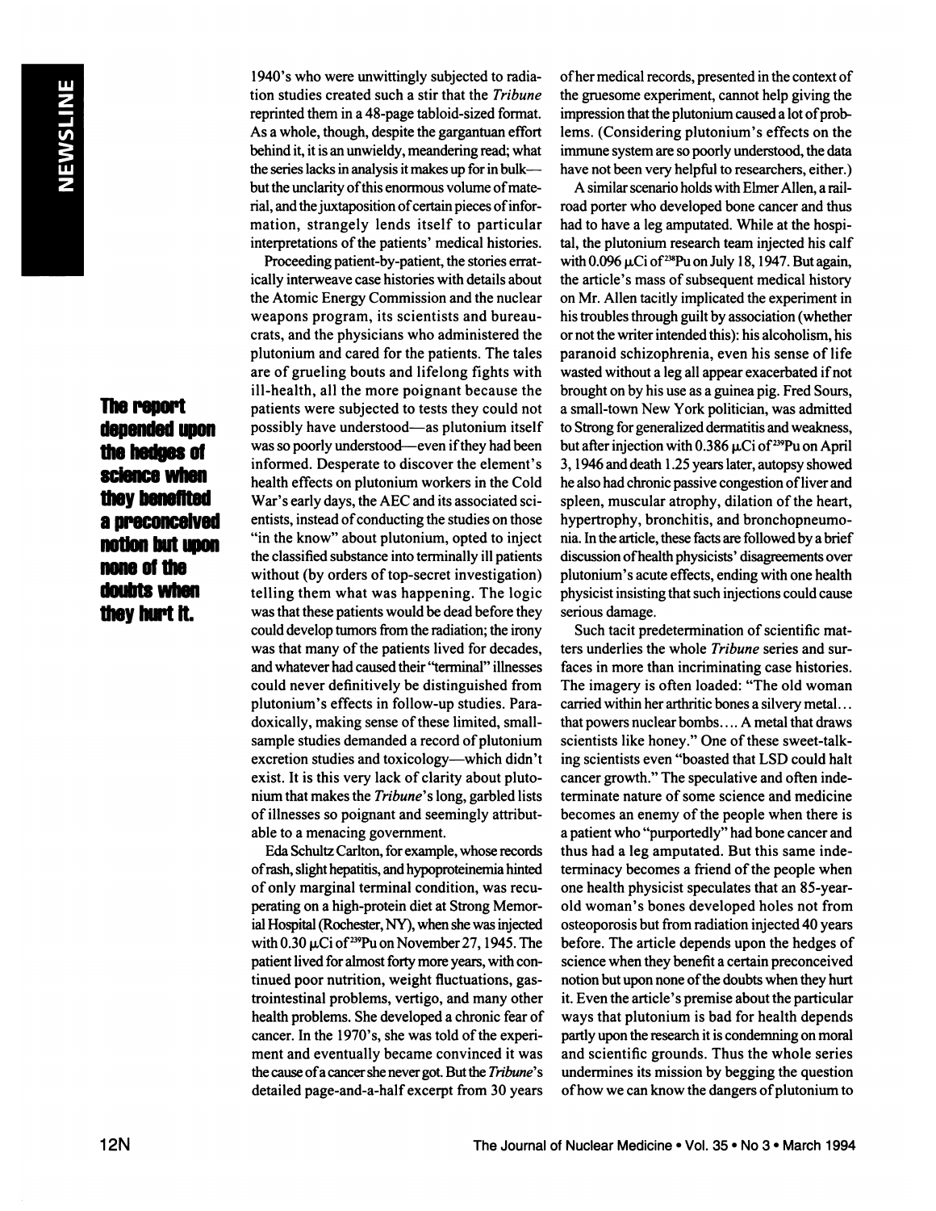1940's who were unwittingly subjected to radiation studies created such a stir that the *Tribune* reprinted them in a 48-page tabloid-sized format. As a whole, though, despite the gargantuan effort behind it, it is an unwieldy, meandering read; what the series lacks in analysis it makes up for in bulk—but the unclarity of this enormous volume of material, and the juxtaposition of certain pieces of information, strangely lends itself to particular interpretations of the patients' medical histories.

Proceeding patient-by-patient, the stories erratically interweave case histories with details about the Atomic Energy Commission and the nuclear weapons program, its scientists and bureaucrats, and the physicians who administered the plutonium and cared for the patients. The tales are of grueling bouts and lifelong fights with ill-health, all the more poignant because the patients were subjected to tests they could not possibly have understood—as plutonium itself was so poorly understood—even if they had been informed. Desperate to discover the element's health effects on plutonium workers in the Cold War's early days, the AEC and its associated scientists, instead of conducting the studies on those "in the know" about plutonium, opted to inject the classified substance into terminally ill patients without (by orders of top-secret investigation) telling them what was happening. The logic was that these patients would be dead before they could develop tumors from the radiation; the irony was that many of the patients lived for decades, and whatever had caused their "terminal" illnesses could never definitively be distinguished from plutonium's effects in follow-up studies. Paradoxically, making sense of these limited, small-sample studies demanded a record of plutonium excretion studies and toxicology—which didn't exist. It is this very lack of clarity about plutonium that makes the *Tribune*'s long, garbled lists of illnesses so poignant and seemingly attributable to a menacing government.

**The report depended upon the hedges of science when they benefited a preconceived notion but upon none of the doubts when they hurt it.**

Eda Schultz Carlton, for example, whose records of rash, slight hepatitis, and hypoproteinemia hinted of only marginal terminal condition, was recuperating on a high-protein diet at Strong Memorial Hospital (Rochester, NY), when she was injected with 0.30 μCi of $^{239}$Pu on November 27, 1945. The patient lived for almost forty more years, with continued poor nutrition, weight fluctuations, gastrointestinal problems, vertigo, and many other health problems. She developed a chronic fear of cancer. In the 1970's, she was told of the experiment and eventually became convinced it was the cause of a cancer she never got. But the *Tribune*'s detailed page-and-a-half excerpt from 30 years of her medical records, presented in the context of the gruesome experiment, cannot help giving the impression that the plutonium caused a lot of problems. (Considering plutonium's effects on the immune system are so poorly understood, the data have not been very helpful to researchers, either.)

A similar scenario holds with Elmer Allen, a railroad porter who developed bone cancer and thus had to have a leg amputated. While at the hospital, the plutonium research team injected his calf with 0.096 μCi of $^{238}$Pu on July 18, 1947. But again, the article's mass of subsequent medical history on Mr. Allen tacitly implicated the experiment in his troubles through guilt by association (whether or not the writer intended this): his alcoholism, his paranoid schizophrenia, even his sense of life wasted without a leg all appear exacerbated if not brought on by his use as a guinea pig. Fred Sours, a small-town New York politician, was admitted to Strong for generalized dermatitis and weakness, but after injection with 0.386 μCi of $^{239}$Pu on April 3, 1946 and death 1.25 years later, autopsy showed he also had chronic passive congestion of liver and spleen, muscular atrophy, dilation of the heart, hypertrophy, bronchitis, and bronchopneumonia. In the article, these facts are followed by a brief discussion of health physicists' disagreements over plutonium's acute effects, ending with one health physicist insisting that such injections could cause serious damage.

Such tacit predetermination of scientific matters underlies the whole *Tribune* series and surfaces in more than incriminating case histories. The imagery is often loaded: "The old woman carried within her arthritic bones a silvery metal... that powers nuclear bombs.... A metal that draws scientists like honey." One of these sweet-talking scientists even "boasted that LSD could halt cancer growth." The speculative and often indeterminate nature of some science and medicine becomes an enemy of the people when there is a patient who "purportedly" had bone cancer and thus had a leg amputated. But this same indeterminacy becomes a friend of the people when one health physicist speculates that an 85-year-old woman's bones developed holes not from osteoporosis but from radiation injected 40 years before. The article depends upon the hedges of science when they benefit a certain preconceived notion but upon none of the doubts when they hurt it. Even the article's premise about the particular ways that plutonium is bad for health depends partly upon the research it is condemning on moral and scientific grounds. Thus the whole series undermines its mission by begging the question of how we can know the dangers of plutonium to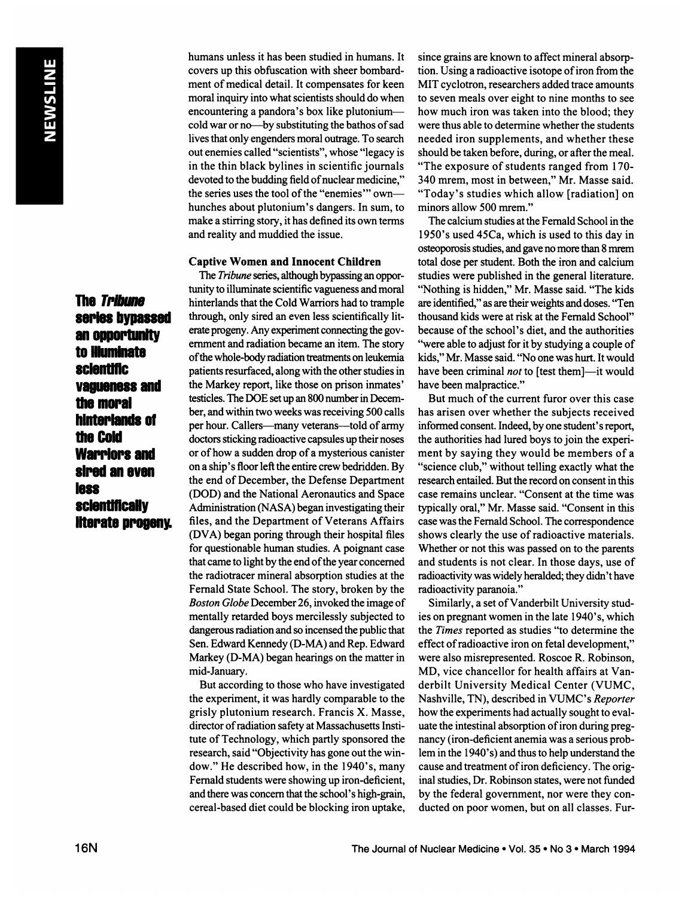humans unless it has been studied in humans. It covers up this obfuscation with sheer bombardment of medical detail. It compensates for keen moral inquiry into what scientists should do when encountering a pandora's box like plutonium—cold war or no—by substituting the bathos of sad lives that only engenders moral outrage. To search out enemies called "scientists", whose "legacy is in the thin black bylines in scientific journals devoted to the budding field of nuclear medicine," the series uses the tool of the "enemies'" own—hunches about plutonium's dangers. In sum, to make a stirring story, it has defined its own terms and reality and muddied the issue.

### Captive Women and Innocent Children

The *Tribune* series, although bypassing an opportunity to illuminate scientific vagueness and moral hinterlands that the Cold Warriors had to trample through, only sired an even less scientifically literate progeny. Any experiment connecting the government and radiation became an item. The story of the whole-body radiation treatments on leukemia patients resurfaced, along with the other studies in the Markey report, like those on prison inmates' testicles. The DOE set up an 800 number in December, and within two weeks was receiving 500 calls per hour. Callers—many veterans—told of army doctors sticking radioactive capsules up their noses or of how a sudden drop of a mysterious canister on a ship's floor left the entire crew bedridden. By the end of December, the Defense Department (DOD) and the National Aeronautics and Space Administration (NASA) began investigating their files, and the Department of Veterans Affairs (DVA) began poring through their hospital files for questionable human studies. A poignant case that came to light by the end of the year concerned the radiotracer mineral absorption studies at the Fernald State School. The story, broken by the *Boston Globe* December 26, invoked the image of mentally retarded boys mercilessly subjected to dangerous radiation and so incensed the public that Sen. Edward Kennedy (D-MA) and Rep. Edward Markey (D-MA) began hearings on the matter in mid-January.

**The *Tribune* series bypassed an opportunity to illuminate scientific vagueness and the moral hinterlands of the Cold Warriors and sired an even less scientifically literate progeny.**

But according to those who have investigated the experiment, it was hardly comparable to the grisly plutonium research. Francis X. Masse, director of radiation safety at Massachusetts Institute of Technology, which partly sponsored the research, said "Objectivity has gone out the window." He described how, in the 1940's, many Fernald students were showing up iron-deficient, and there was concern that the school's high-grain, cereal-based diet could be blocking iron uptake, since grains are known to affect mineral absorption. Using a radioactive isotope of iron from the MIT cyclotron, researchers added trace amounts to seven meals over eight to nine months to see how much iron was taken into the blood; they were thus able to determine whether the students needed iron supplements, and whether these should be taken before, during, or after the meal. "The exposure of students ranged from 170-340 mrem, most in between," Mr. Masse said. "Today's studies which allow [radiation] on minors allow 500 mrem."

The calcium studies at the Fernald School in the 1950's used 45Ca, which is used to this day in osteoporosis studies, and gave no more than 8 mrem total dose per student. Both the iron and calcium studies were published in the general literature. "Nothing is hidden," Mr. Masse said. "The kids are identified," as are their weights and doses. "Ten thousand kids were at risk at the Fernald School" because of the school's diet, and the authorities "were able to adjust for it by studying a couple of kids," Mr. Masse said. "No one was hurt. It would have been criminal *not* to [test them]—it would have been malpractice."

But much of the current furor over this case has arisen over whether the subjects received informed consent. Indeed, by one student's report, the authorities had lured boys to join the experiment by saying they would be members of a "science club," without telling exactly what the research entailed. But the record on consent in this case remains unclear. "Consent at the time was typically oral," Mr. Masse said. "Consent in this case was the Fernald School. The correspondence shows clearly the use of radioactive materials. Whether or not this was passed on to the parents and students is not clear. In those days, use of radioactivity was widely heralded; they didn't have radioactivity paranoia."

Similarly, a set of Vanderbilt University studies on pregnant women in the late 1940's, which the *Times* reported as studies "to determine the effect of radioactive iron on fetal development," were also misrepresented. Roscoe R. Robinson, MD, vice chancellor for health affairs at Vanderbilt University Medical Center (VUMC, Nashville, TN), described in VUMC's *Reporter* how the experiments had actually sought to evaluate the intestinal absorption of iron during pregnancy (iron-deficient anemia was a serious problem in the 1940's) and thus to help understand the cause and treatment of iron deficiency. The original studies, Dr. Robinson states, were not funded by the federal government, nor were they conducted on poor women, but on all classes. Fur-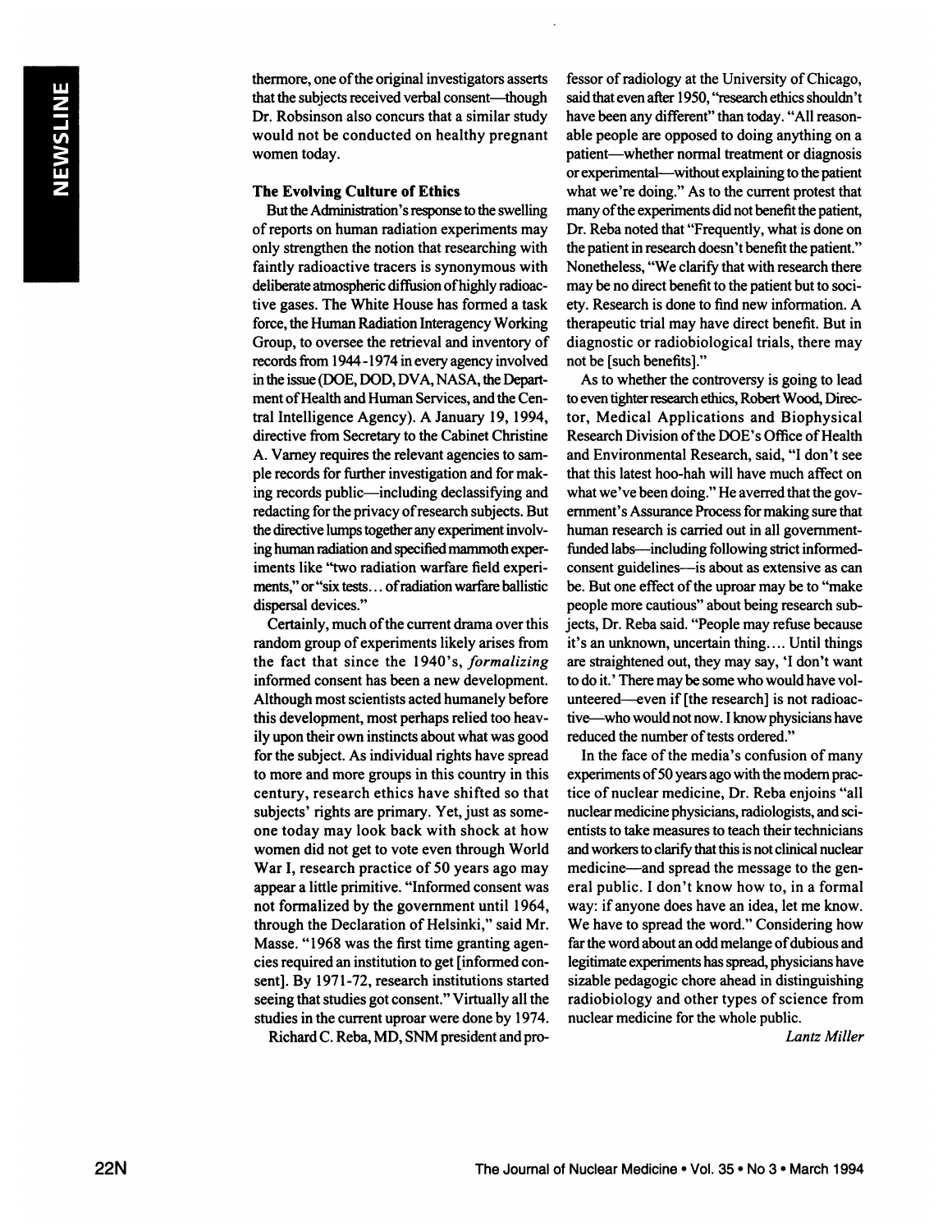thermore, one of the original investigators asserts that the subjects received verbal consent—though Dr. Robsinson also concurs that a similar study would not be conducted on healthy pregnant women today.

### The Evolving Culture of Ethics

But the Administration's response to the swelling of reports on human radiation experiments may only strengthen the notion that researching with faintly radioactive tracers is synonymous with deliberate atmospheric diffusion of highly radioactive gases. The White House has formed a task force, the Human Radiation Interagency Working Group, to oversee the retrieval and inventory of records from 1944-1974 in every agency involved in the issue (DOE, DOD, DVA, NASA, the Department of Health and Human Services, and the Central Intelligence Agency). A January 19, 1994, directive from Secretary to the Cabinet Christine A. Varney requires the relevant agencies to sample records for further investigation and for making records public—including declassifying and redacting for the privacy of research subjects. But the directive lumps together any experiment involving human radiation and specified mammoth experiments like "two radiation warfare field experiments," or "six tests... of radiation warfare ballistic dispersal devices."

Certainly, much of the current drama over this random group of experiments likely arises from the fact that since the 1940's, *formalizing* informed consent has been a new development. Although most scientists acted humanely before this development, most perhaps relied too heavily upon their own instincts about what was good for the subject. As individual rights have spread to more and more groups in this country in this century, research ethics have shifted so that subjects' rights are primary. Yet, just as someone today may look back with shock at how women did not get to vote even through World War I, research practice of 50 years ago may appear a little primitive. "Informed consent was not formalized by the government until 1964, through the Declaration of Helsinki," said Mr. Masse. "1968 was the first time granting agencies required an institution to get [informed consent]. By 1971-72, research institutions started seeing that studies got consent." Virtually all the studies in the current uproar were done by 1974.

Richard C. Reba, MD, SNM president and professor of radiology at the University of Chicago, said that even after 1950, "research ethics shouldn't have been any different" than today. "All reasonable people are opposed to doing anything on a patient—whether normal treatment or diagnosis or experimental—without explaining to the patient what we're doing." As to the current protest that many of the experiments did not benefit the patient, Dr. Reba noted that "Frequently, what is done on the patient in research doesn't benefit the patient." Nonetheless, "We clarify that with research there may be no direct benefit to the patient but to society. Research is done to find new information. A therapeutic trial may have direct benefit. But in diagnostic or radiobiological trials, there may not be [such benefits]."

As to whether the controversy is going to lead to even tighter research ethics, Robert Wood, Director, Medical Applications and Biophysical Research Division of the DOE's Office of Health and Environmental Research, said, "I don't see that this latest hoo-hah will have much affect on what we've been doing." He averred that the government's Assurance Process for making sure that human research is carried out in all government-funded labs—including following strict informed-consent guidelines—is about as extensive as can be. But one effect of the uproar may be to "make people more cautious" about being research subjects, Dr. Reba said. "People may refuse because it's an unknown, uncertain thing.... Until things are straightened out, they may say, 'I don't want to do it.' There may be some who would have volunteered—even if [the research] is not radioactive—who would not now. I know physicians have reduced the number of tests ordered."

In the face of the media's confusion of many experiments of 50 years ago with the modern practice of nuclear medicine, Dr. Reba enjoins "all nuclear medicine physicians, radiologists, and scientists to take measures to teach their technicians and workers to clarify that this is not clinical nuclear medicine—and spread the message to the general public. I don't know how to, in a formal way: if anyone does have an idea, let me know. We have to spread the word." Considering how far the word about an odd melange of dubious and legitimate experiments has spread, physicians have sizable pedagogic chore ahead in distinguishing radiobiology and other types of science from nuclear medicine for the whole public.

*Lantz Miller*